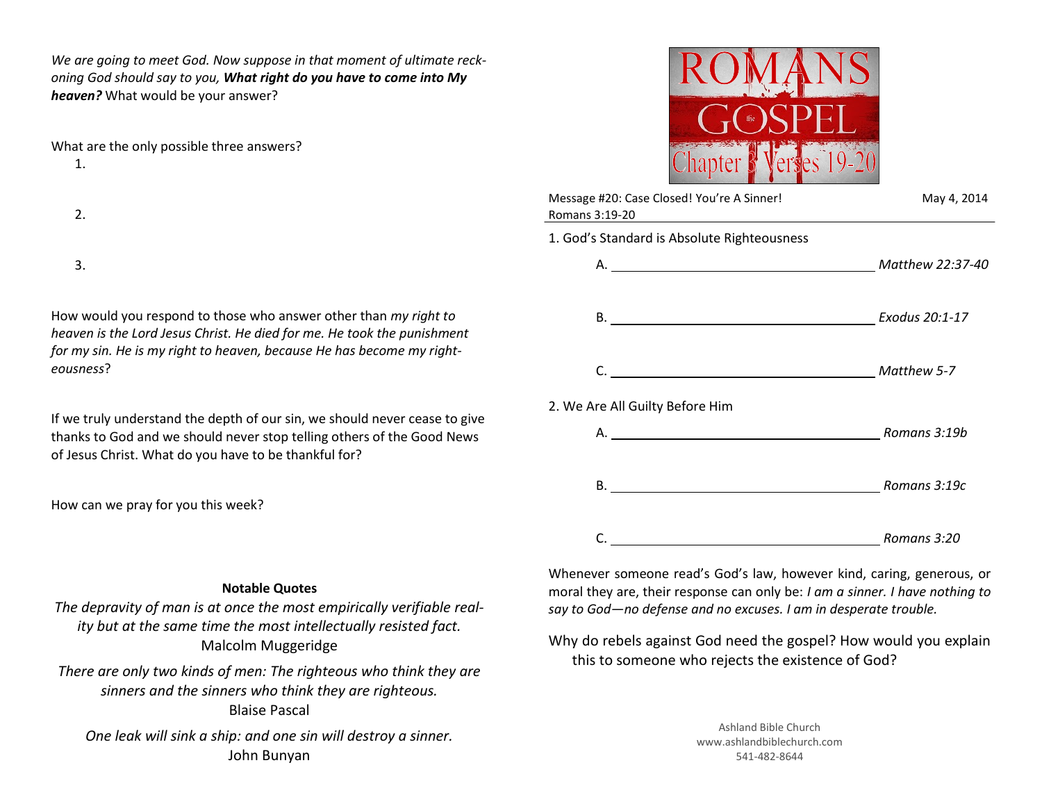*We are going to meet God. Now suppose in that moment of ultimate reckoning God should say to you, **What right do you have to come into My heaven?*** What would be your answer?

What are the only possible three answers?

1.

2.

3.

How would you respond to those who answer other than *my right to heaven is the Lord Jesus Christ. He died for me. He took the punishment for my sin. He is my right to heaven, because He has become my righteousness*?

If we truly understand the depth of our sin, we should never cease to give thanks to God and we should never stop telling others of the Good News of Jesus Christ. What do you have to be thankful for?

How can we pray for you this week?

**Notable Quotes**

*The depravity of man is at once the most empirically verifiable reality but at the same time the most intellectually resisted fact.*
Malcolm Muggeridge

*There are only two kinds of men: The righteous who think they are sinners and the sinners who think they are righteous.*
Blaise Pascal

*One leak will sink a ship: and one sin will destroy a sinner.*
John Bunyan

# ROMANS the GOSPEL Chapter 3 Verses 19-20

Message #20: Case Closed! You're A Sinner! May 4, 2014
Romans 3:19-20

1. God's Standard is Absolute Righteousness

   A. ______________________ *Matthew 22:37-40*

   B. ______________________ *Exodus 20:1-17*

   C. ______________________ *Matthew 5-7*

2. We Are All Guilty Before Him

   A. ______________________ *Romans 3:19b*

   B. ______________________ *Romans 3:19c*

   C. ______________________ *Romans 3:20*

Whenever someone read's God's law, however kind, caring, generous, or moral they are, their response can only be: *I am a sinner. I have nothing to say to God—no defense and no excuses. I am in desperate trouble.*

Why do rebels against God need the gospel? How would you explain this to someone who rejects the existence of God?

Ashland Bible Church
www.ashlandbiblechurch.com
541-482-8644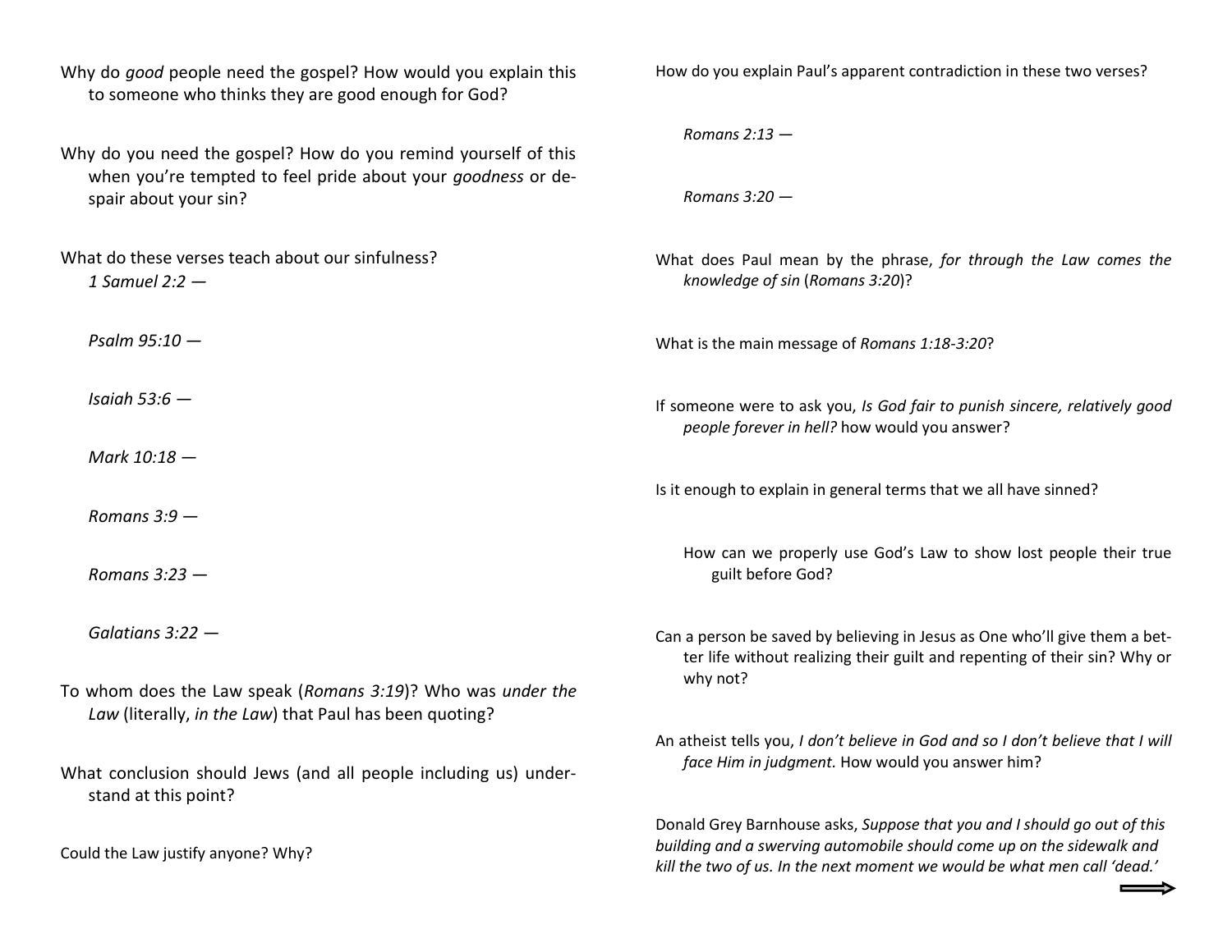Why do *good* people need the gospel? How would you explain this to someone who thinks they are good enough for God?

Why do you need the gospel? How do you remind yourself of this when you're tempted to feel pride about your *goodness* or despair about your sin?

What do these verses teach about our sinfulness?

*1 Samuel 2:2 —*

*Psalm 95:10 —*

*Isaiah 53:6 —*

*Mark 10:18 —*

*Romans 3:9 —*

*Romans 3:23 —*

*Galatians 3:22 —*

To whom does the Law speak (*Romans 3:19*)? Who was *under the Law* (literally, *in the Law*) that Paul has been quoting?

What conclusion should Jews (and all people including us) understand at this point?

Could the Law justify anyone? Why?

How do you explain Paul's apparent contradiction in these two verses?

*Romans 2:13 —*

*Romans 3:20 —*

What does Paul mean by the phrase, *for through the Law comes the knowledge of sin* (*Romans 3:20*)?

What is the main message of *Romans 1:18-3:20*?

If someone were to ask you, *Is God fair to punish sincere, relatively good people forever in hell?* how would you answer?

Is it enough to explain in general terms that we all have sinned?

How can we properly use God's Law to show lost people their true guilt before God?

Can a person be saved by believing in Jesus as One who'll give them a better life without realizing their guilt and repenting of their sin? Why or why not?

An atheist tells you, *I don't believe in God and so I don't believe that I will face Him in judgment.* How would you answer him?

Donald Grey Barnhouse asks, *Suppose that you and I should go out of this building and a swerving automobile should come up on the sidewalk and kill the two of us. In the next moment we would be what men call 'dead.'*